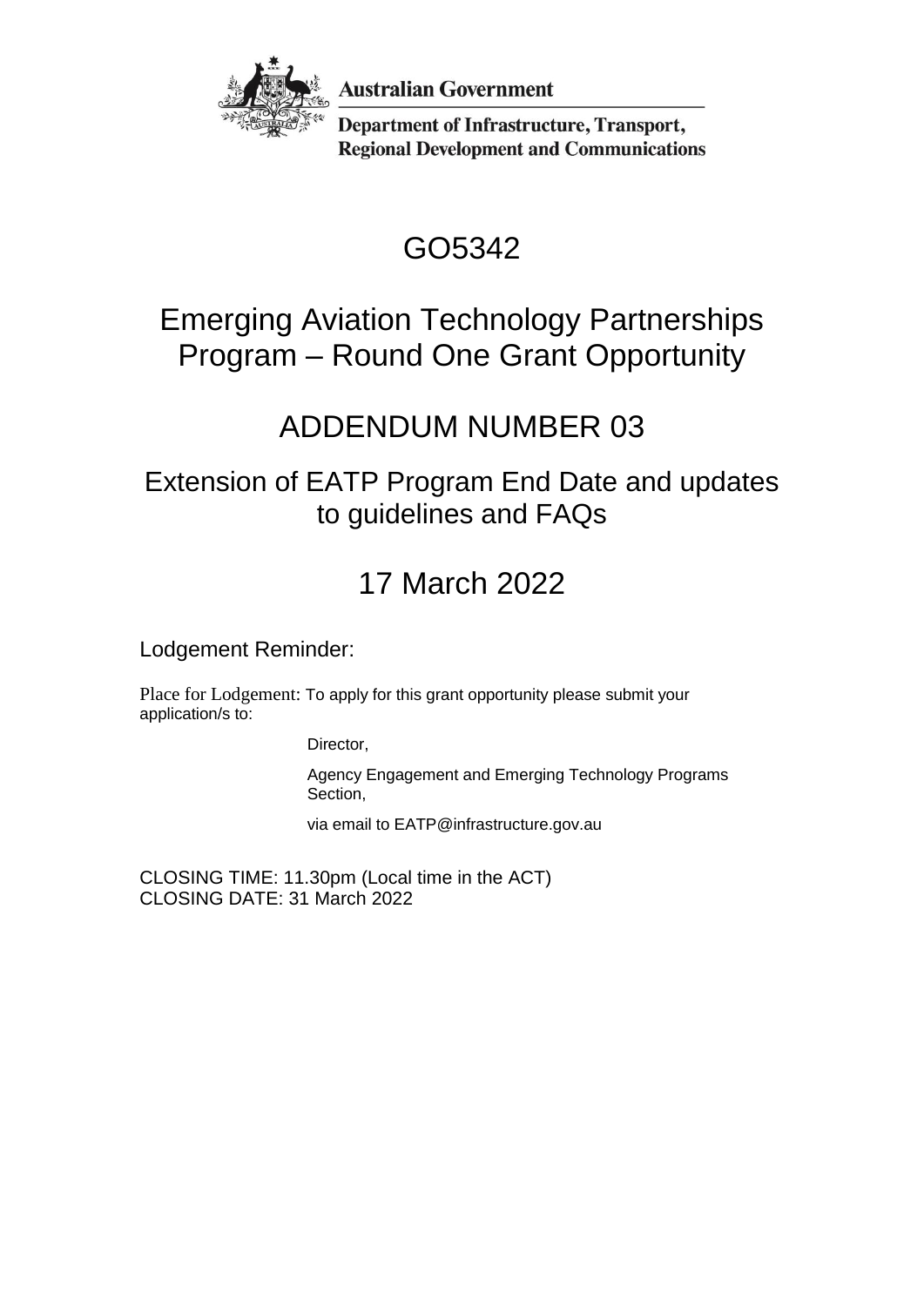Australian Government

Department of Infrastructure, Transport, Regional Development and Communications

# GO5342

# Emerging Aviation Technology Partnerships Program – Round One Grant Opportunity

# ADDENDUM NUMBER 03

## Extension of EATP Program End Date and updates to guidelines and FAQs

## 17 March 2022

Lodgement Reminder:

Place for Lodgement: To apply for this grant opportunity please submit your application/s to:

Director,

Agency Engagement and Emerging Technology Programs Section,

via email to EATP@infrastructure.gov.au

CLOSING TIME: 11.30pm (Local time in the ACT)
CLOSING DATE: 31 March 2022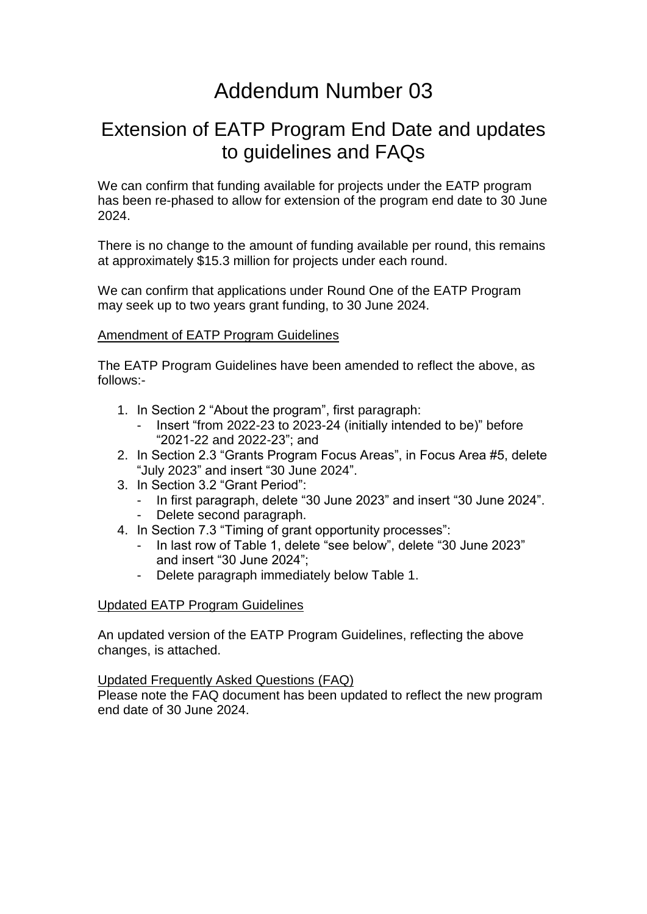# Addendum Number 03

## Extension of EATP Program End Date and updates to guidelines and FAQs

We can confirm that funding available for projects under the EATP program has been re-phased to allow for extension of the program end date to 30 June 2024.

There is no change to the amount of funding available per round, this remains at approximately $15.3 million for projects under each round.

We can confirm that applications under Round One of the EATP Program may seek up to two years grant funding, to 30 June 2024.

<u>Amendment of EATP Program Guidelines</u>

The EATP Program Guidelines have been amended to reflect the above, as follows:-

1. In Section 2 "About the program", first paragraph:
   - Insert "from 2022-23 to 2023-24 (initially intended to be)" before "2021-22 and 2022-23"; and
2. In Section 2.3 "Grants Program Focus Areas", in Focus Area #5, delete "July 2023" and insert "30 June 2024".
3. In Section 3.2 "Grant Period":
   - In first paragraph, delete "30 June 2023" and insert "30 June 2024".
   - Delete second paragraph.
4. In Section 7.3 "Timing of grant opportunity processes":
   - In last row of Table 1, delete "see below", delete "30 June 2023" and insert "30 June 2024";
   - Delete paragraph immediately below Table 1.

<u>Updated EATP Program Guidelines</u>

An updated version of the EATP Program Guidelines, reflecting the above changes, is attached.

<u>Updated Frequently Asked Questions (FAQ)</u>
Please note the FAQ document has been updated to reflect the new program end date of 30 June 2024.